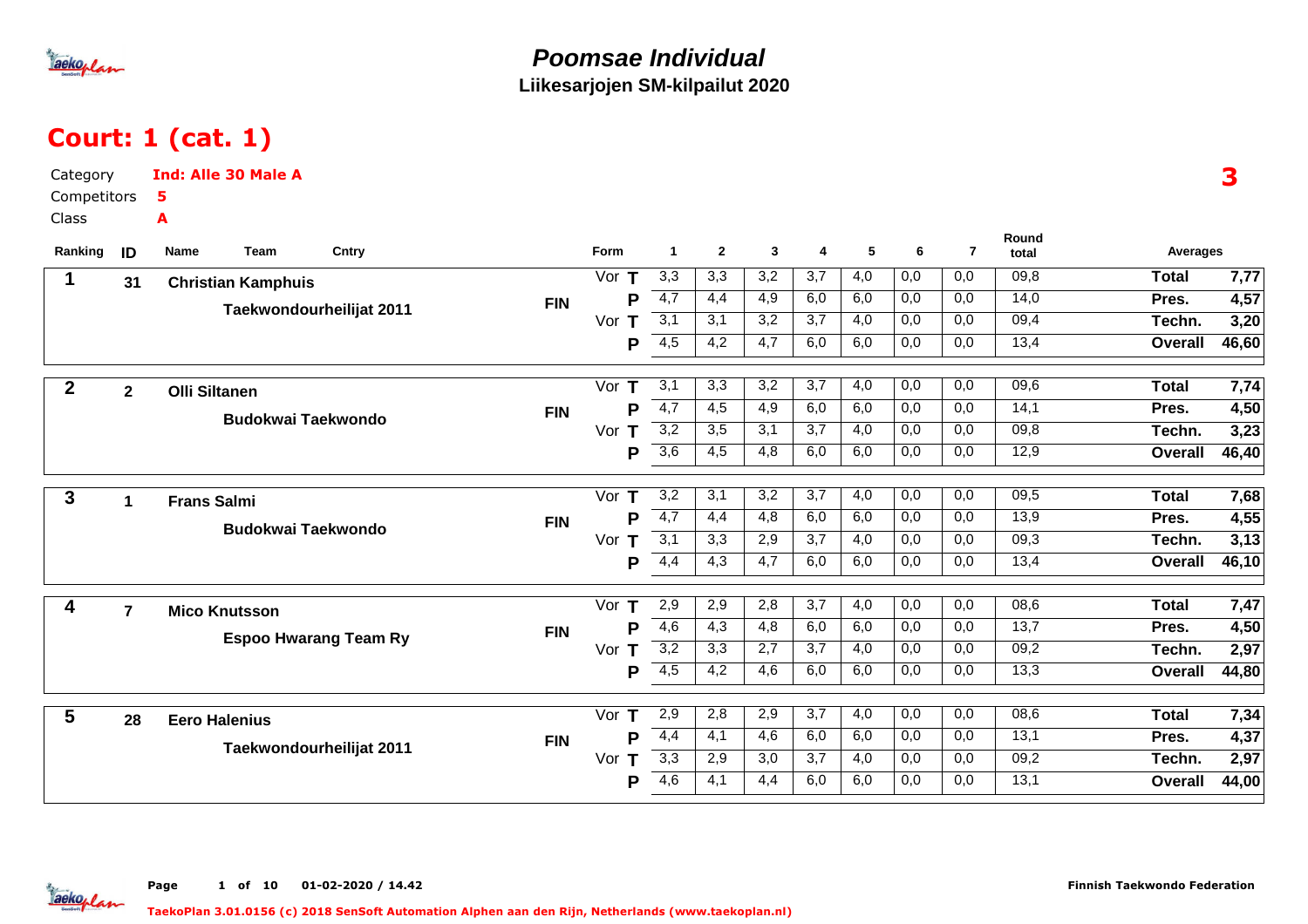# Poomsae Individual

**Liikesarjojen SM-kilpailut 2020**

## Court: 1 (cat. 1)

Category **Ind: Alle 30 Male A**

Competitors **5**

Class **A**

**3**

| Ranking | ID | Name / Team | Cntry | Form | | 1 | 2 | 3 | 4 | 5 | 6 | 7 | Round total | Averages | |
|---|---|---|---|---|---|---|---|---|---|---|---|---|---|---|---|
| 1 | 31 | Christian Kamphuis | FIN | Vor | T | 3,3 | 3,3 | 3,2 | 3,7 | 4,0 | 0,0 | 0,0 | 09,8 | Total | 7,77 |
| | | Taekwondourheilijat 2011 | | | P | 4,7 | 4,4 | 4,9 | 6,0 | 6,0 | 0,0 | 0,0 | 14,0 | Pres. | 4,57 |
| | | | | Vor | T | 3,1 | 3,1 | 3,2 | 3,7 | 4,0 | 0,0 | 0,0 | 09,4 | Techn. | 3,20 |
| | | | | | P | 4,5 | 4,2 | 4,7 | 6,0 | 6,0 | 0,0 | 0,0 | 13,4 | Overall | 46,60 |
| 2 | 2 | Olli Siltanen | FIN | Vor | T | 3,1 | 3,3 | 3,2 | 3,7 | 4,0 | 0,0 | 0,0 | 09,6 | Total | 7,74 |
| | | Budokwai Taekwondo | | | P | 4,7 | 4,5 | 4,9 | 6,0 | 6,0 | 0,0 | 0,0 | 14,1 | Pres. | 4,50 |
| | | | | Vor | T | 3,2 | 3,5 | 3,1 | 3,7 | 4,0 | 0,0 | 0,0 | 09,8 | Techn. | 3,23 |
| | | | | | P | 3,6 | 4,5 | 4,8 | 6,0 | 6,0 | 0,0 | 0,0 | 12,9 | Overall | 46,40 |
| 3 | 1 | Frans Salmi | FIN | Vor | T | 3,2 | 3,1 | 3,2 | 3,7 | 4,0 | 0,0 | 0,0 | 09,5 | Total | 7,68 |
| | | Budokwai Taekwondo | | | P | 4,7 | 4,4 | 4,8 | 6,0 | 6,0 | 0,0 | 0,0 | 13,9 | Pres. | 4,55 |
| | | | | Vor | T | 3,1 | 3,3 | 2,9 | 3,7 | 4,0 | 0,0 | 0,0 | 09,3 | Techn. | 3,13 |
| | | | | | P | 4,4 | 4,3 | 4,7 | 6,0 | 6,0 | 0,0 | 0,0 | 13,4 | Overall | 46,10 |
| 4 | 7 | Mico Knutsson | FIN | Vor | T | 2,9 | 2,9 | 2,8 | 3,7 | 4,0 | 0,0 | 0,0 | 08,6 | Total | 7,47 |
| | | Espoo Hwarang Team Ry | | | P | 4,6 | 4,3 | 4,8 | 6,0 | 6,0 | 0,0 | 0,0 | 13,7 | Pres. | 4,50 |
| | | | | Vor | T | 3,2 | 3,3 | 2,7 | 3,7 | 4,0 | 0,0 | 0,0 | 09,2 | Techn. | 2,97 |
| | | | | | P | 4,5 | 4,2 | 4,6 | 6,0 | 6,0 | 0,0 | 0,0 | 13,3 | Overall | 44,80 |
| 5 | 28 | Eero Halenius | FIN | Vor | T | 2,9 | 2,8 | 2,9 | 3,7 | 4,0 | 0,0 | 0,0 | 08,6 | Total | 7,34 |
| | | Taekwondourheilijat 2011 | | | P | 4,4 | 4,1 | 4,6 | 6,0 | 6,0 | 0,0 | 0,0 | 13,1 | Pres. | 4,37 |
| | | | | Vor | T | 3,3 | 2,9 | 3,0 | 3,7 | 4,0 | 0,0 | 0,0 | 09,2 | Techn. | 2,97 |
| | | | | | P | 4,6 | 4,1 | 4,4 | 6,0 | 6,0 | 0,0 | 0,0 | 13,1 | Overall | 44,00 |

01-02-2020 / 14.42 — Finnish Taekwondo Federation

TaekoPlan 3.01.0156 (c) 2018 SenSoft Automation Alphen aan den Rijn, Netherlands (www.taekoplan.nl)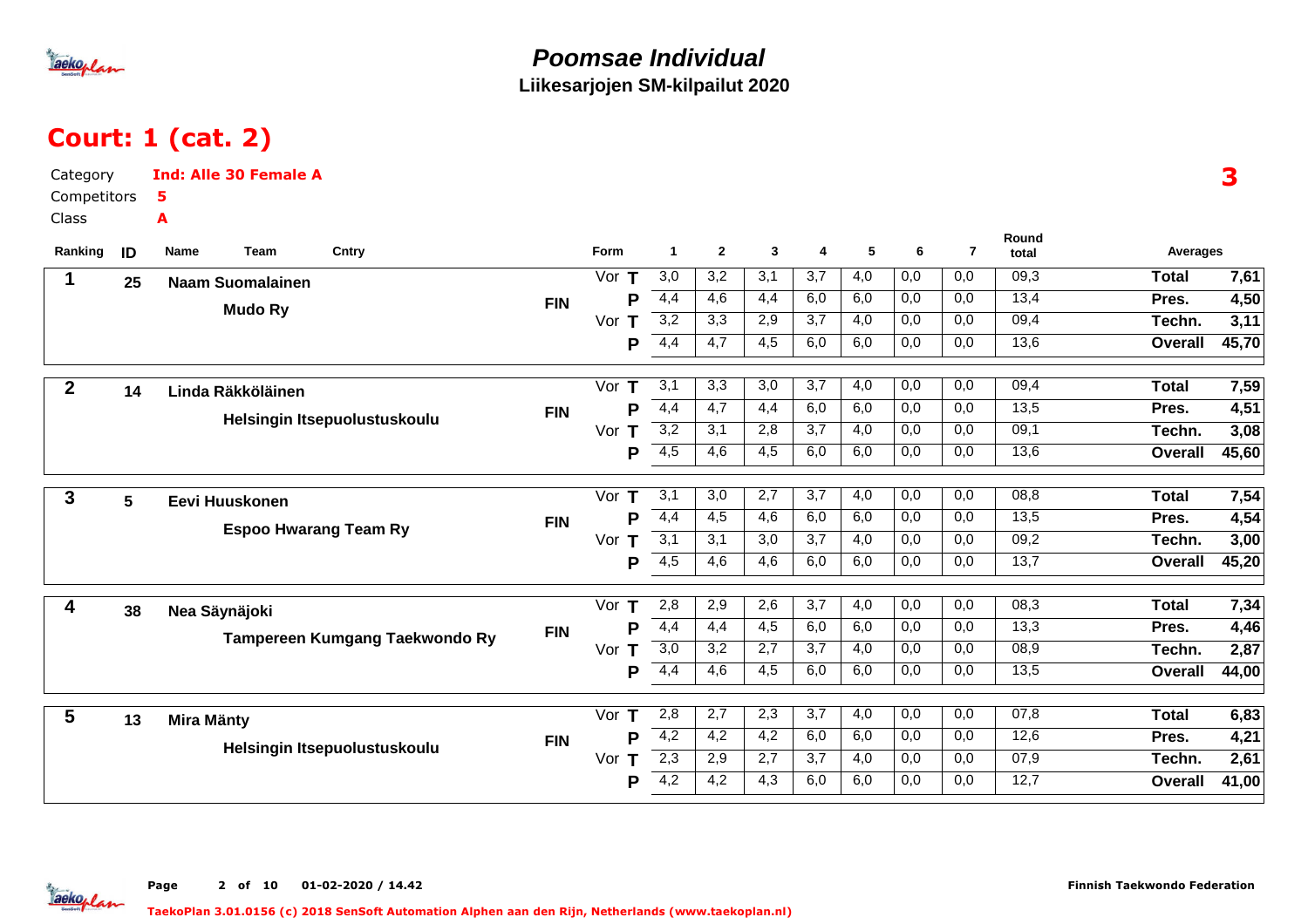# Poomsae Individual

**Liikesarjojen SM-kilpailut 2020**

## Court: 1 (cat. 2)

Category **Ind: Alle 30 Female A**

Competitors **5**

Class **A**

**3**

| Ranking | ID | Name / Team | Cntry | Form | | 1 | 2 | 3 | 4 | 5 | 6 | 7 | Round total | Averages | |
|---|---|---|---|---|---|---|---|---|---|---|---|---|---|---|---|
| 1 | 25 | Naam Suomalainen | FIN | Vor | T | 3,0 | 3,2 | 3,1 | 3,7 | 4,0 | 0,0 | 0,0 | 09,3 | Total | 7,61 |
| | | Mudo Ry | | | P | 4,4 | 4,6 | 4,4 | 6,0 | 6,0 | 0,0 | 0,0 | 13,4 | Pres. | 4,50 |
| | | | | Vor | T | 3,2 | 3,3 | 2,9 | 3,7 | 4,0 | 0,0 | 0,0 | 09,4 | Techn. | 3,11 |
| | | | | | P | 4,4 | 4,7 | 4,5 | 6,0 | 6,0 | 0,0 | 0,0 | 13,6 | Overall | 45,70 |
| 2 | 14 | Linda Räkköläinen | FIN | Vor | T | 3,1 | 3,3 | 3,0 | 3,7 | 4,0 | 0,0 | 0,0 | 09,4 | Total | 7,59 |
| | | Helsingin Itsepuolustuskoulu | | | P | 4,4 | 4,7 | 4,4 | 6,0 | 6,0 | 0,0 | 0,0 | 13,5 | Pres. | 4,51 |
| | | | | Vor | T | 3,2 | 3,1 | 2,8 | 3,7 | 4,0 | 0,0 | 0,0 | 09,1 | Techn. | 3,08 |
| | | | | | P | 4,5 | 4,6 | 4,5 | 6,0 | 6,0 | 0,0 | 0,0 | 13,6 | Overall | 45,60 |
| 3 | 5 | Eevi Huuskonen | FIN | Vor | T | 3,1 | 3,0 | 2,7 | 3,7 | 4,0 | 0,0 | 0,0 | 08,8 | Total | 7,54 |
| | | Espoo Hwarang Team Ry | | | P | 4,4 | 4,5 | 4,6 | 6,0 | 6,0 | 0,0 | 0,0 | 13,5 | Pres. | 4,54 |
| | | | | Vor | T | 3,1 | 3,1 | 3,0 | 3,7 | 4,0 | 0,0 | 0,0 | 09,2 | Techn. | 3,00 |
| | | | | | P | 4,5 | 4,6 | 4,6 | 6,0 | 6,0 | 0,0 | 0,0 | 13,7 | Overall | 45,20 |
| 4 | 38 | Nea Säynäjoki | FIN | Vor | T | 2,8 | 2,9 | 2,6 | 3,7 | 4,0 | 0,0 | 0,0 | 08,3 | Total | 7,34 |
| | | Tampereen Kumgang Taekwondo Ry | | | P | 4,4 | 4,4 | 4,5 | 6,0 | 6,0 | 0,0 | 0,0 | 13,3 | Pres. | 4,46 |
| | | | | Vor | T | 3,0 | 3,2 | 2,7 | 3,7 | 4,0 | 0,0 | 0,0 | 08,9 | Techn. | 2,87 |
| | | | | | P | 4,4 | 4,6 | 4,5 | 6,0 | 6,0 | 0,0 | 0,0 | 13,5 | Overall | 44,00 |
| 5 | 13 | Mira Mänty | FIN | Vor | T | 2,8 | 2,7 | 2,3 | 3,7 | 4,0 | 0,0 | 0,0 | 07,8 | Total | 6,83 |
| | | Helsingin Itsepuolustuskoulu | | | P | 4,2 | 4,2 | 4,2 | 6,0 | 6,0 | 0,0 | 0,0 | 12,6 | Pres. | 4,21 |
| | | | | Vor | T | 2,3 | 2,9 | 2,7 | 3,7 | 4,0 | 0,0 | 0,0 | 07,9 | Techn. | 2,61 |
| | | | | | P | 4,2 | 4,2 | 4,3 | 6,0 | 6,0 | 0,0 | 0,0 | 12,7 | Overall | 41,00 |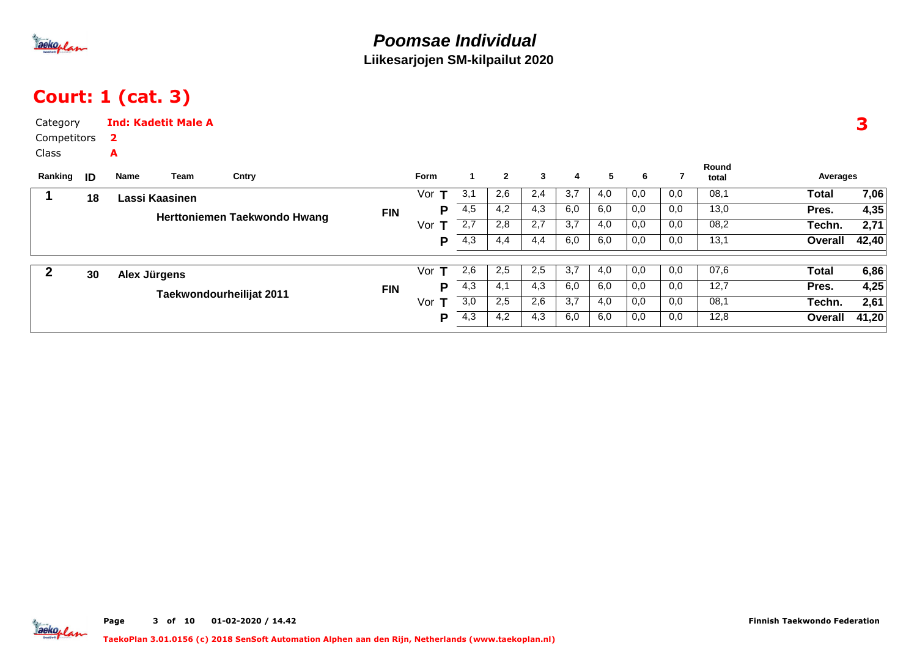# Poomsae Individual

**Liikesarjojen SM-kilpailut 2020**

## Court: 1 (cat. 3)

Category **Ind: Kadetit Male A**

Competitors **2**

Class **A**

**3**

| Ranking | ID | Name | Team | Cntry | Form | | 1 | 2 | 3 | 4 | 5 | 6 | 7 | Round total | Averages | |
|---|---|---|---|---|---|---|---|---|---|---|---|---|---|---|---|---|
| 1 | 18 | Lassi Kaasinen | Herttoniemen Taekwondo Hwang | FIN | Vor | T | 3,1 | 2,6 | 2,4 | 3,7 | 4,0 | 0,0 | 0,0 | 08,1 | Total | 7,06 |
| | | | | | | P | 4,5 | 4,2 | 4,3 | 6,0 | 6,0 | 0,0 | 0,0 | 13,0 | Pres. | 4,35 |
| | | | | | Vor | T | 2,7 | 2,8 | 2,7 | 3,7 | 4,0 | 0,0 | 0,0 | 08,2 | Techn. | 2,71 |
| | | | | | | P | 4,3 | 4,4 | 4,4 | 6,0 | 6,0 | 0,0 | 0,0 | 13,1 | Overall | 42,40 |
| 2 | 30 | Alex Jürgens | Taekwondourheilijat 2011 | FIN | Vor | T | 2,6 | 2,5 | 2,5 | 3,7 | 4,0 | 0,0 | 0,0 | 07,6 | Total | 6,86 |
| | | | | | | P | 4,3 | 4,1 | 4,3 | 6,0 | 6,0 | 0,0 | 0,0 | 12,7 | Pres. | 4,25 |
| | | | | | Vor | T | 3,0 | 2,5 | 2,6 | 3,7 | 4,0 | 0,0 | 0,0 | 08,1 | Techn. | 2,61 |
| | | | | | | P | 4,3 | 4,2 | 4,3 | 6,0 | 6,0 | 0,0 | 0,0 | 12,8 | Overall | 41,20 |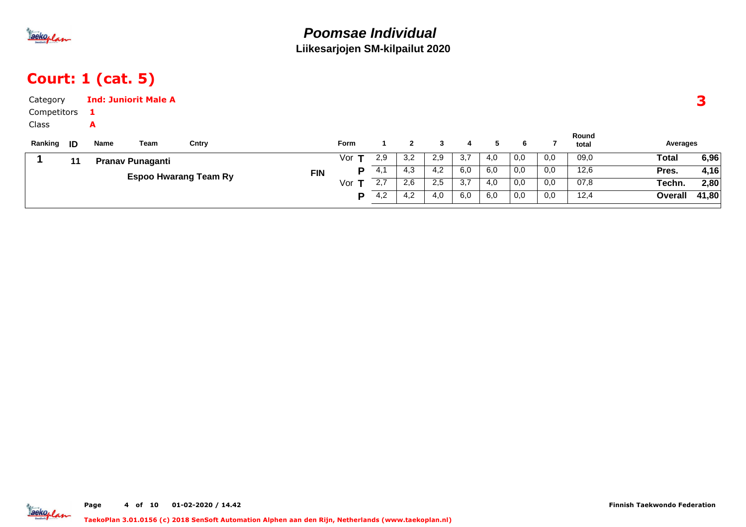# Poomsae Individual

**Liikesarjojen SM-kilpailut 2020**

## Court: 1 (cat. 5)

Category **Ind: Juniorit Male A**

Competitors **1**

Class **A**

**3**

| Ranking | ID | Name | Team | Cntry | Form | | 1 | 2 | 3 | 4 | 5 | 6 | 7 | Round total | Averages | |
|---|---|---|---|---|---|---|---|---|---|---|---|---|---|---|---|---|
| **1** | **11** | **Pranav Punaganti** | **Espoo Hwarang Team Ry** | **FIN** | Vor | **T** | 2,9 | 3,2 | 2,9 | 3,7 | 4,0 | 0,0 | 0,0 | 09,0 | **Total** | **6,96** |
| | | | | | | **P** | 4,1 | 4,3 | 4,2 | 6,0 | 6,0 | 0,0 | 0,0 | 12,6 | **Pres.** | **4,16** |
| | | | | | Vor | **T** | 2,7 | 2,6 | 2,5 | 3,7 | 4,0 | 0,0 | 0,0 | 07,8 | **Techn.** | **2,80** |
| | | | | | | **P** | 4,2 | 4,2 | 4,0 | 6,0 | 6,0 | 0,0 | 0,0 | 12,4 | **Overall** | **41,80** |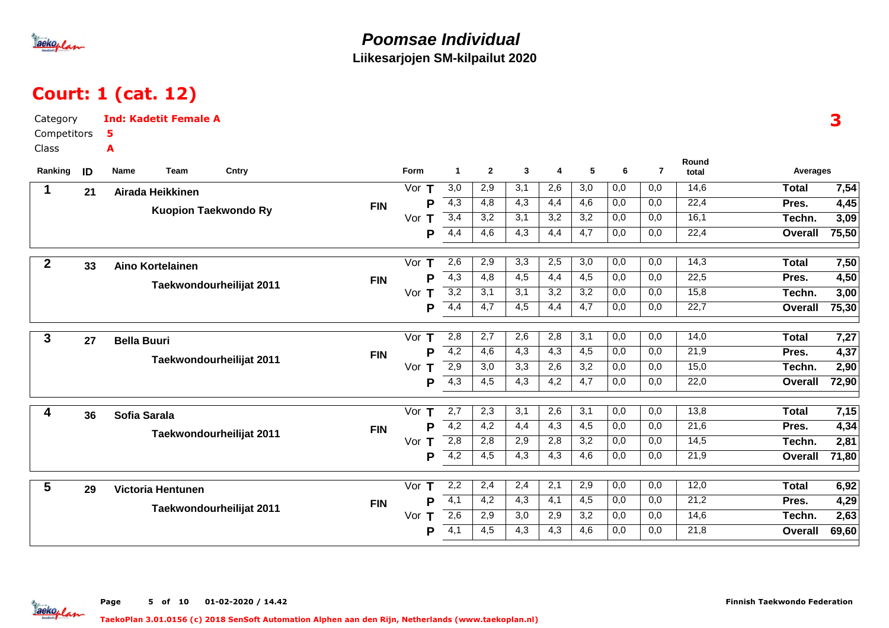# Poomsae Individual

**Liikesarjojen SM-kilpailut 2020**

## Court: 1 (cat. 12)

Category **Ind: Kadetit Female A**

Competitors **5**

Class **A**

**3**

| Ranking | ID | Name / Team | Cntry | Form | | 1 | 2 | 3 | 4 | 5 | 6 | 7 | Round total | Averages | |
|---|---|---|---|---|---|---|---|---|---|---|---|---|---|---|---|
| 1 | 21 | Airada Heikkinen | FIN | Vor | T | 3,0 | 2,9 | 3,1 | 2,6 | 3,0 | 0,0 | 0,0 | 14,6 | Total | 7,54 |
| | | Kuopion Taekwondo Ry | | | P | 4,3 | 4,8 | 4,3 | 4,4 | 4,6 | 0,0 | 0,0 | 22,4 | Pres. | 4,45 |
| | | | | Vor | T | 3,4 | 3,2 | 3,1 | 3,2 | 3,2 | 0,0 | 0,0 | 16,1 | Techn. | 3,09 |
| | | | | | P | 4,4 | 4,6 | 4,3 | 4,4 | 4,7 | 0,0 | 0,0 | 22,4 | Overall | 75,50 |
| 2 | 33 | Aino Kortelainen | FIN | Vor | T | 2,6 | 2,9 | 3,3 | 2,5 | 3,0 | 0,0 | 0,0 | 14,3 | Total | 7,50 |
| | | Taekwondourheilijat 2011 | | | P | 4,3 | 4,8 | 4,5 | 4,4 | 4,5 | 0,0 | 0,0 | 22,5 | Pres. | 4,50 |
| | | | | Vor | T | 3,2 | 3,1 | 3,1 | 3,2 | 3,2 | 0,0 | 0,0 | 15,8 | Techn. | 3,00 |
| | | | | | P | 4,4 | 4,7 | 4,5 | 4,4 | 4,7 | 0,0 | 0,0 | 22,7 | Overall | 75,30 |
| 3 | 27 | Bella Buuri | FIN | Vor | T | 2,8 | 2,7 | 2,6 | 2,8 | 3,1 | 0,0 | 0,0 | 14,0 | Total | 7,27 |
| | | Taekwondourheilijat 2011 | | | P | 4,2 | 4,6 | 4,3 | 4,3 | 4,5 | 0,0 | 0,0 | 21,9 | Pres. | 4,37 |
| | | | | Vor | T | 2,9 | 3,0 | 3,3 | 2,6 | 3,2 | 0,0 | 0,0 | 15,0 | Techn. | 2,90 |
| | | | | | P | 4,3 | 4,5 | 4,3 | 4,2 | 4,7 | 0,0 | 0,0 | 22,0 | Overall | 72,90 |
| 4 | 36 | Sofia Sarala | FIN | Vor | T | 2,7 | 2,3 | 3,1 | 2,6 | 3,1 | 0,0 | 0,0 | 13,8 | Total | 7,15 |
| | | Taekwondourheilijat 2011 | | | P | 4,2 | 4,2 | 4,4 | 4,3 | 4,5 | 0,0 | 0,0 | 21,6 | Pres. | 4,34 |
| | | | | Vor | T | 2,8 | 2,8 | 2,9 | 2,8 | 3,2 | 0,0 | 0,0 | 14,5 | Techn. | 2,81 |
| | | | | | P | 4,2 | 4,5 | 4,3 | 4,3 | 4,6 | 0,0 | 0,0 | 21,9 | Overall | 71,80 |
| 5 | 29 | Victoria Hentunen | FIN | Vor | T | 2,2 | 2,4 | 2,4 | 2,1 | 2,9 | 0,0 | 0,0 | 12,0 | Total | 6,92 |
| | | Taekwondourheilijat 2011 | | | P | 4,1 | 4,2 | 4,3 | 4,1 | 4,5 | 0,0 | 0,0 | 21,2 | Pres. | 4,29 |
| | | | | Vor | T | 2,6 | 2,9 | 3,0 | 2,9 | 3,2 | 0,0 | 0,0 | 14,6 | Techn. | 2,63 |
| | | | | | P | 4,1 | 4,5 | 4,3 | 4,3 | 4,6 | 0,0 | 0,0 | 21,8 | Overall | 69,60 |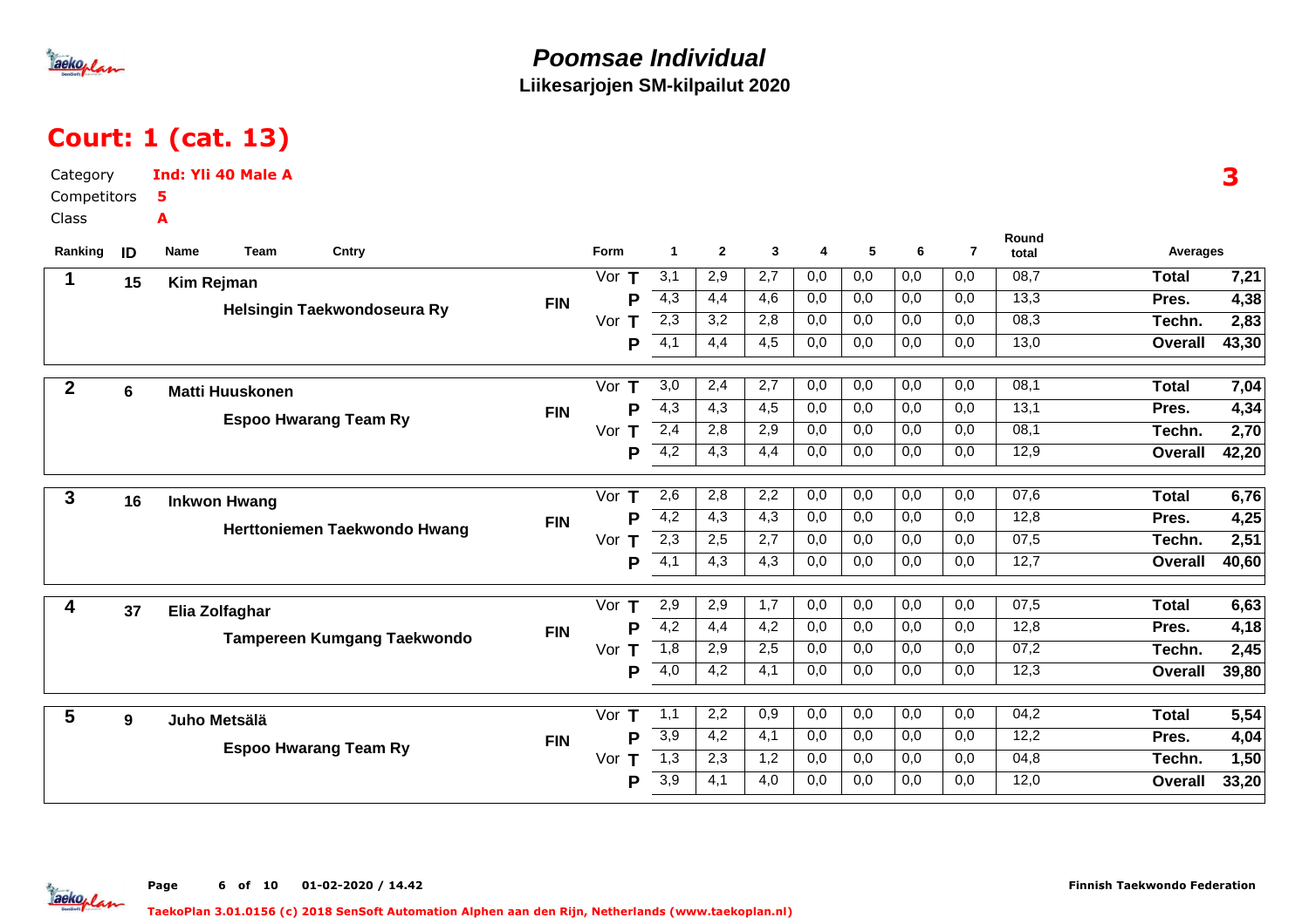# Poomsae Individual

**Liikesarjojen SM-kilpailut 2020**

## Court: 1 (cat. 13)

Category **Ind: Yli 40 Male A**

Competitors **5**

Class **A**

**3**

| Ranking | ID | Name | Team | Cntry | Form | | 1 | 2 | 3 | 4 | 5 | 6 | 7 | Round total | Averages | |
|---|---|---|---|---|---|---|---|---|---|---|---|---|---|---|---|---|
| 1 | 15 | Kim Rejman | Helsingin Taekwondoseura Ry | FIN | Vor | T | 3,1 | 2,9 | 2,7 | 0,0 | 0,0 | 0,0 | 0,0 | 08,7 | Total | 7,21 |
| | | | | | | P | 4,3 | 4,4 | 4,6 | 0,0 | 0,0 | 0,0 | 0,0 | 13,3 | Pres. | 4,38 |
| | | | | | Vor | T | 2,3 | 3,2 | 2,8 | 0,0 | 0,0 | 0,0 | 0,0 | 08,3 | Techn. | 2,83 |
| | | | | | | P | 4,1 | 4,4 | 4,5 | 0,0 | 0,0 | 0,0 | 0,0 | 13,0 | Overall | 43,30 |
| 2 | 6 | Matti Huuskonen | Espoo Hwarang Team Ry | FIN | Vor | T | 3,0 | 2,4 | 2,7 | 0,0 | 0,0 | 0,0 | 0,0 | 08,1 | Total | 7,04 |
| | | | | | | P | 4,3 | 4,3 | 4,5 | 0,0 | 0,0 | 0,0 | 0,0 | 13,1 | Pres. | 4,34 |
| | | | | | Vor | T | 2,4 | 2,8 | 2,9 | 0,0 | 0,0 | 0,0 | 0,0 | 08,1 | Techn. | 2,70 |
| | | | | | | P | 4,2 | 4,3 | 4,4 | 0,0 | 0,0 | 0,0 | 0,0 | 12,9 | Overall | 42,20 |
| 3 | 16 | Inkwon Hwang | Herttoniemen Taekwondo Hwang | FIN | Vor | T | 2,6 | 2,8 | 2,2 | 0,0 | 0,0 | 0,0 | 0,0 | 07,6 | Total | 6,76 |
| | | | | | | P | 4,2 | 4,3 | 4,3 | 0,0 | 0,0 | 0,0 | 0,0 | 12,8 | Pres. | 4,25 |
| | | | | | Vor | T | 2,3 | 2,5 | 2,7 | 0,0 | 0,0 | 0,0 | 0,0 | 07,5 | Techn. | 2,51 |
| | | | | | | P | 4,1 | 4,3 | 4,3 | 0,0 | 0,0 | 0,0 | 0,0 | 12,7 | Overall | 40,60 |
| 4 | 37 | Elia Zolfaghar | Tampereen Kumgang Taekwondo | FIN | Vor | T | 2,9 | 2,9 | 1,7 | 0,0 | 0,0 | 0,0 | 0,0 | 07,5 | Total | 6,63 |
| | | | | | | P | 4,2 | 4,4 | 4,2 | 0,0 | 0,0 | 0,0 | 0,0 | 12,8 | Pres. | 4,18 |
| | | | | | Vor | T | 1,8 | 2,9 | 2,5 | 0,0 | 0,0 | 0,0 | 0,0 | 07,2 | Techn. | 2,45 |
| | | | | | | P | 4,0 | 4,2 | 4,1 | 0,0 | 0,0 | 0,0 | 0,0 | 12,3 | Overall | 39,80 |
| 5 | 9 | Juho Metsälä | Espoo Hwarang Team Ry | FIN | Vor | T | 1,1 | 2,2 | 0,9 | 0,0 | 0,0 | 0,0 | 0,0 | 04,2 | Total | 5,54 |
| | | | | | | P | 3,9 | 4,2 | 4,1 | 0,0 | 0,0 | 0,0 | 0,0 | 12,2 | Pres. | 4,04 |
| | | | | | Vor | T | 1,3 | 2,3 | 1,2 | 0,0 | 0,0 | 0,0 | 0,0 | 04,8 | Techn. | 1,50 |
| | | | | | | P | 3,9 | 4,1 | 4,0 | 0,0 | 0,0 | 0,0 | 0,0 | 12,0 | Overall | 33,20 |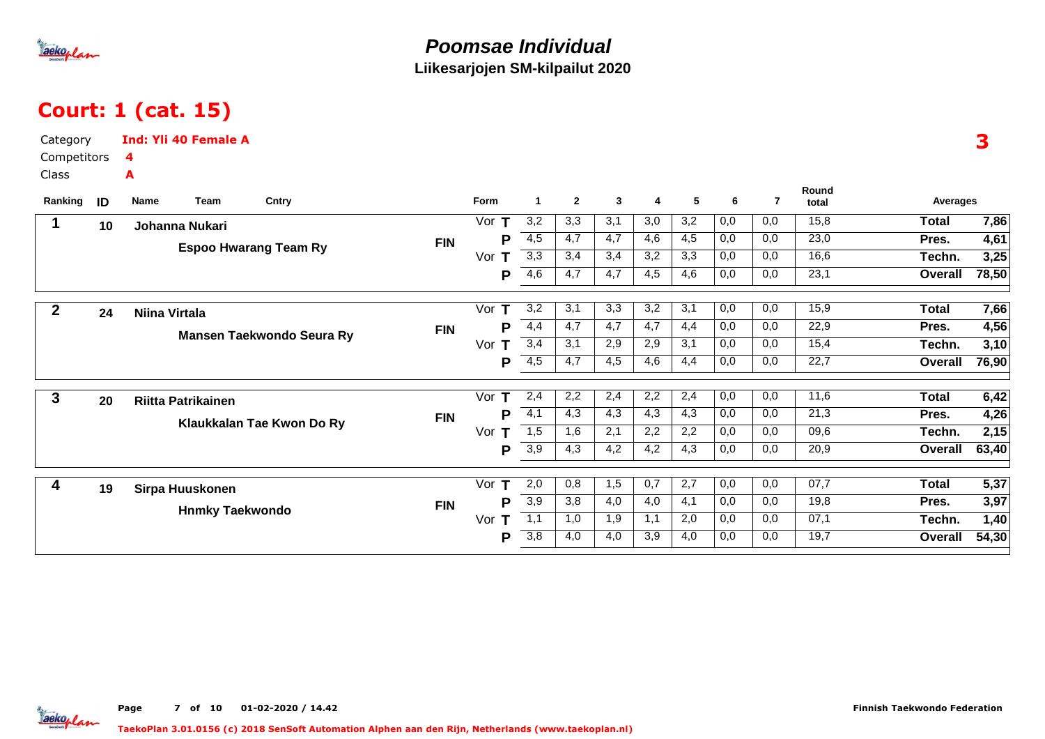# Poomsae Individual

**Liikesarjojen SM-kilpailut 2020**

## Court: 1 (cat. 15)

Category: **Ind: Yli 40 Female A**
Competitors: **4**
Class: **A**

**3**

| Ranking | ID | Name / Team | Cntry | Form | | 1 | 2 | 3 | 4 | 5 | 6 | 7 | Round total | Averages | |
|---|---|---|---|---|---|---|---|---|---|---|---|---|---|---|---|
| 1 | 10 | Johanna Nukari | FIN | Vor | T | 3,2 | 3,3 | 3,1 | 3,0 | 3,2 | 0,0 | 0,0 | 15,8 | Total | 7,86 |
| | | Espoo Hwarang Team Ry | | | P | 4,5 | 4,7 | 4,7 | 4,6 | 4,5 | 0,0 | 0,0 | 23,0 | Pres. | 4,61 |
| | | | | Vor | T | 3,3 | 3,4 | 3,4 | 3,2 | 3,3 | 0,0 | 0,0 | 16,6 | Techn. | 3,25 |
| | | | | | P | 4,6 | 4,7 | 4,7 | 4,5 | 4,6 | 0,0 | 0,0 | 23,1 | Overall | 78,50 |
| 2 | 24 | Niina Virtala | FIN | Vor | T | 3,2 | 3,1 | 3,3 | 3,2 | 3,1 | 0,0 | 0,0 | 15,9 | Total | 7,66 |
| | | Mansen Taekwondo Seura Ry | | | P | 4,4 | 4,7 | 4,7 | 4,7 | 4,4 | 0,0 | 0,0 | 22,9 | Pres. | 4,56 |
| | | | | Vor | T | 3,4 | 3,1 | 2,9 | 2,9 | 3,1 | 0,0 | 0,0 | 15,4 | Techn. | 3,10 |
| | | | | | P | 4,5 | 4,7 | 4,5 | 4,6 | 4,4 | 0,0 | 0,0 | 22,7 | Overall | 76,90 |
| 3 | 20 | Riitta Patrikainen | FIN | Vor | T | 2,4 | 2,2 | 2,4 | 2,2 | 2,4 | 0,0 | 0,0 | 11,6 | Total | 6,42 |
| | | Klaukkalan Tae Kwon Do Ry | | | P | 4,1 | 4,3 | 4,3 | 4,3 | 4,3 | 0,0 | 0,0 | 21,3 | Pres. | 4,26 |
| | | | | Vor | T | 1,5 | 1,6 | 2,1 | 2,2 | 2,2 | 0,0 | 0,0 | 09,6 | Techn. | 2,15 |
| | | | | | P | 3,9 | 4,3 | 4,2 | 4,2 | 4,3 | 0,0 | 0,0 | 20,9 | Overall | 63,40 |
| 4 | 19 | Sirpa Huuskonen | FIN | Vor | T | 2,0 | 0,8 | 1,5 | 0,7 | 2,7 | 0,0 | 0,0 | 07,7 | Total | 5,37 |
| | | Hnmky Taekwondo | | | P | 3,9 | 3,8 | 4,0 | 4,0 | 4,1 | 0,0 | 0,0 | 19,8 | Pres. | 3,97 |
| | | | | Vor | T | 1,1 | 1,0 | 1,9 | 1,1 | 2,0 | 0,0 | 0,0 | 07,1 | Techn. | 1,40 |
| | | | | | P | 3,8 | 4,0 | 4,0 | 3,9 | 4,0 | 0,0 | 0,0 | 19,7 | Overall | 54,30 |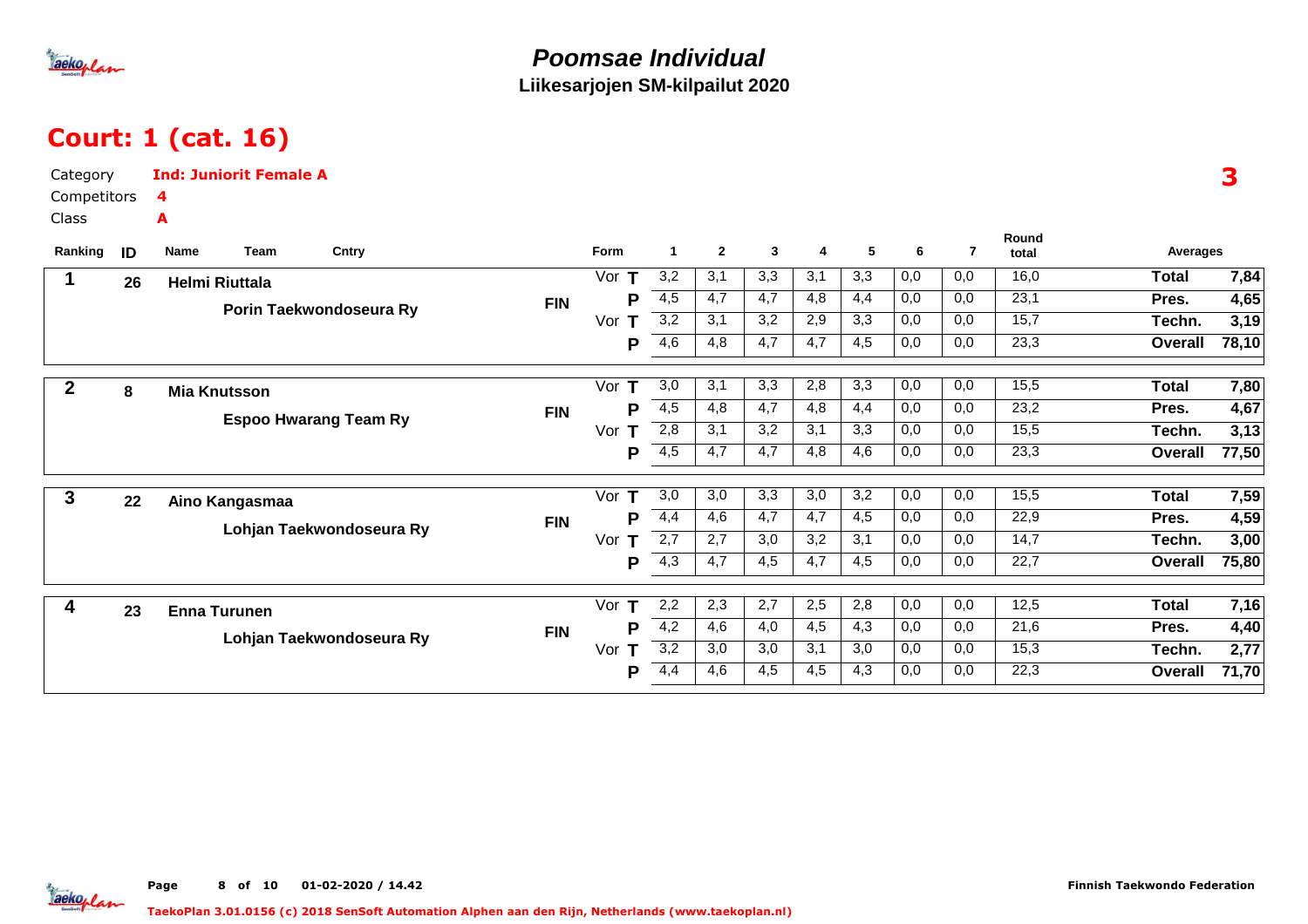# Poomsae Individual

**Liikesarjojen SM-kilpailut 2020**

## Court: 1 (cat. 16)

Category **Ind: Juniorit Female A**

Competitors **4**

Class **A**

**3**

| Ranking | ID | Name / Team | Cntry | Form | | 1 | 2 | 3 | 4 | 5 | 6 | 7 | Round total | Averages | |
|---|---|---|---|---|---|---|---|---|---|---|---|---|---|---|---|
| 1 | 26 | Helmi Riuttala | FIN | Vor | T | 3,2 | 3,1 | 3,3 | 3,1 | 3,3 | 0,0 | 0,0 | 16,0 | Total | 7,84 |
| | | Porin Taekwondoseura Ry | | | P | 4,5 | 4,7 | 4,7 | 4,8 | 4,4 | 0,0 | 0,0 | 23,1 | Pres. | 4,65 |
| | | | | Vor | T | 3,2 | 3,1 | 3,2 | 2,9 | 3,3 | 0,0 | 0,0 | 15,7 | Techn. | 3,19 |
| | | | | | P | 4,6 | 4,8 | 4,7 | 4,7 | 4,5 | 0,0 | 0,0 | 23,3 | Overall | 78,10 |
| 2 | 8 | Mia Knutsson | FIN | Vor | T | 3,0 | 3,1 | 3,3 | 2,8 | 3,3 | 0,0 | 0,0 | 15,5 | Total | 7,80 |
| | | Espoo Hwarang Team Ry | | | P | 4,5 | 4,8 | 4,7 | 4,8 | 4,4 | 0,0 | 0,0 | 23,2 | Pres. | 4,67 |
| | | | | Vor | T | 2,8 | 3,1 | 3,2 | 3,1 | 3,3 | 0,0 | 0,0 | 15,5 | Techn. | 3,13 |
| | | | | | P | 4,5 | 4,7 | 4,7 | 4,8 | 4,6 | 0,0 | 0,0 | 23,3 | Overall | 77,50 |
| 3 | 22 | Aino Kangasmaa | FIN | Vor | T | 3,0 | 3,0 | 3,3 | 3,0 | 3,2 | 0,0 | 0,0 | 15,5 | Total | 7,59 |
| | | Lohjan Taekwondoseura Ry | | | P | 4,4 | 4,6 | 4,7 | 4,7 | 4,5 | 0,0 | 0,0 | 22,9 | Pres. | 4,59 |
| | | | | Vor | T | 2,7 | 2,7 | 3,0 | 3,2 | 3,1 | 0,0 | 0,0 | 14,7 | Techn. | 3,00 |
| | | | | | P | 4,3 | 4,7 | 4,5 | 4,7 | 4,5 | 0,0 | 0,0 | 22,7 | Overall | 75,80 |
| 4 | 23 | Enna Turunen | FIN | Vor | T | 2,2 | 2,3 | 2,7 | 2,5 | 2,8 | 0,0 | 0,0 | 12,5 | Total | 7,16 |
| | | Lohjan Taekwondoseura Ry | | | P | 4,2 | 4,6 | 4,0 | 4,5 | 4,3 | 0,0 | 0,0 | 21,6 | Pres. | 4,40 |
| | | | | Vor | T | 3,2 | 3,0 | 3,0 | 3,1 | 3,0 | 0,0 | 0,0 | 15,3 | Techn. | 2,77 |
| | | | | | P | 4,4 | 4,6 | 4,5 | 4,5 | 4,3 | 0,0 | 0,0 | 22,3 | Overall | 71,70 |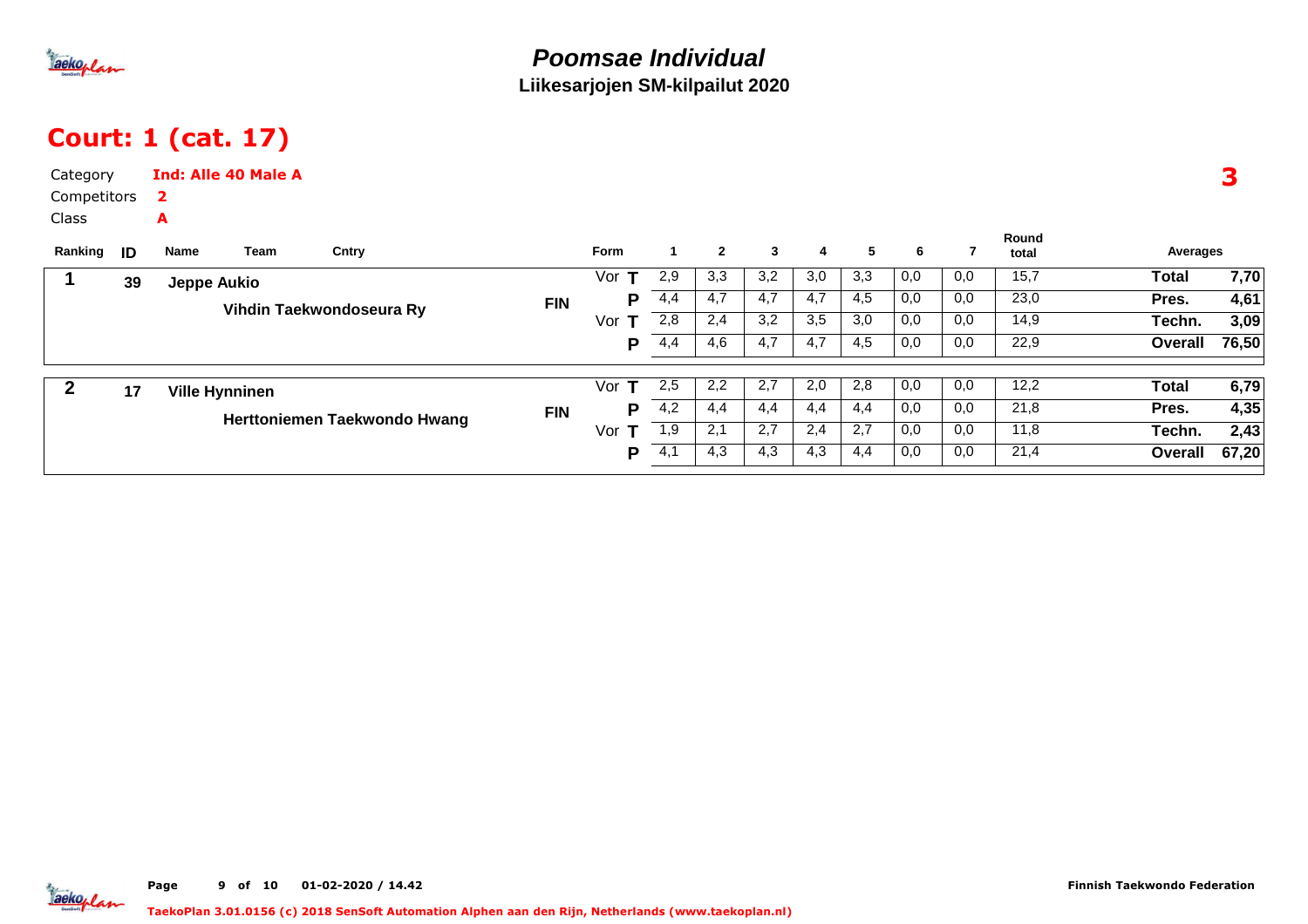# Poomsae Individual

**Liikesarjojen SM-kilpailut 2020**

## Court: 1 (cat. 17)

Category **Ind: Alle 40 Male A**

Competitors **2**

Class **A**

**3**

| Ranking | ID | Name / Team | Cntry | Form | | 1 | 2 | 3 | 4 | 5 | 6 | 7 | Round total | Averages | |
|---|---|---|---|---|---|---|---|---|---|---|---|---|---|---|---|
| 1 | 39 | Jeppe Aukio | | Vor | T | 2,9 | 3,3 | 3,2 | 3,0 | 3,3 | 0,0 | 0,0 | 15,7 | Total | 7,70 |
| | | Vihdin Taekwondoseura Ry | FIN | | P | 4,4 | 4,7 | 4,7 | 4,7 | 4,5 | 0,0 | 0,0 | 23,0 | Pres. | 4,61 |
| | | | | Vor | T | 2,8 | 2,4 | 3,2 | 3,5 | 3,0 | 0,0 | 0,0 | 14,9 | Techn. | 3,09 |
| | | | | | P | 4,4 | 4,6 | 4,7 | 4,7 | 4,5 | 0,0 | 0,0 | 22,9 | Overall | 76,50 |
| 2 | 17 | Ville Hynninen | | Vor | T | 2,5 | 2,2 | 2,7 | 2,0 | 2,8 | 0,0 | 0,0 | 12,2 | Total | 6,79 |
| | | Herttoniemen Taekwondo Hwang | FIN | | P | 4,2 | 4,4 | 4,4 | 4,4 | 4,4 | 0,0 | 0,0 | 21,8 | Pres. | 4,35 |
| | | | | Vor | T | 1,9 | 2,1 | 2,7 | 2,4 | 2,7 | 0,0 | 0,0 | 11,8 | Techn. | 2,43 |
| | | | | | P | 4,1 | 4,3 | 4,3 | 4,3 | 4,4 | 0,0 | 0,0 | 21,4 | Overall | 67,20 |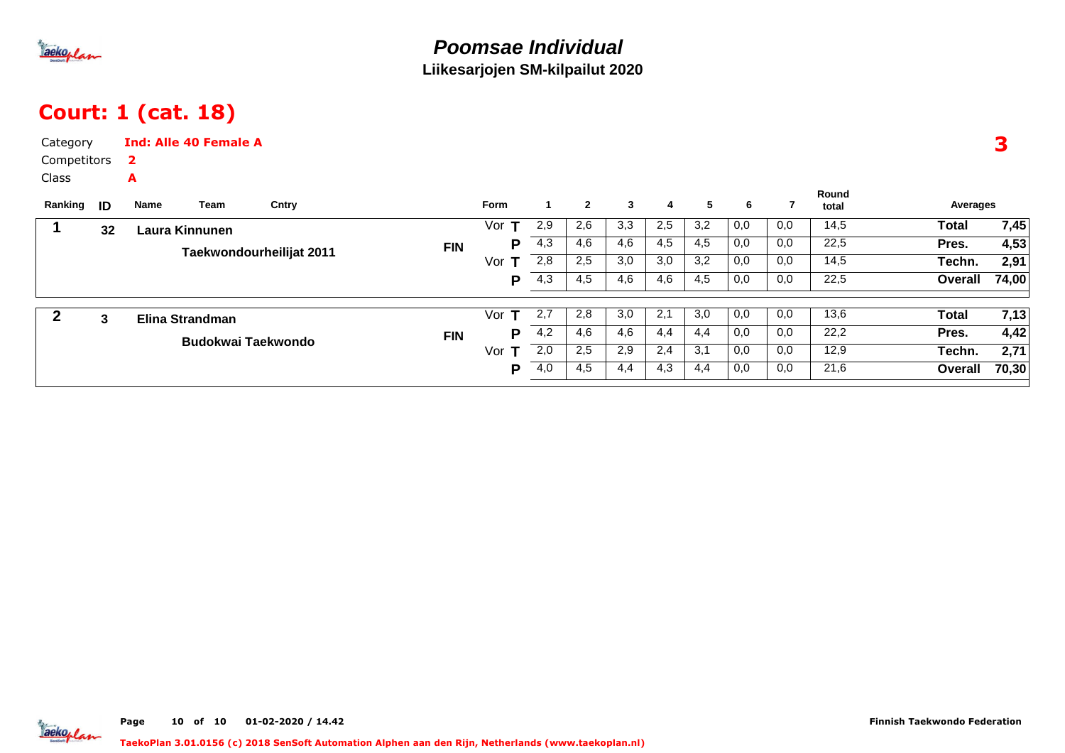# *Poomsae Individual*

**Liikesarjojen SM-kilpailut 2020**

## Court: 1 (cat. 18)

Category **Ind: Alle 40 Female A**

Competitors **2**

Class **A**

**3**

| Ranking | ID | Name | Team | Cntry | Form | | 1 | 2 | 3 | 4 | 5 | 6 | 7 | Round total | Averages | |
|---|---|---|---|---|---|---|---|---|---|---|---|---|---|---|---|---|
| 1 | 32 | Laura Kinnunen | Taekwondourheilijat 2011 | FIN | Vor | T | 2,9 | 2,6 | 3,3 | 2,5 | 3,2 | 0,0 | 0,0 | 14,5 | Total | 7,45 |
| | | | | | | P | 4,3 | 4,6 | 4,6 | 4,5 | 4,5 | 0,0 | 0,0 | 22,5 | Pres. | 4,53 |
| | | | | | Vor | T | 2,8 | 2,5 | 3,0 | 3,0 | 3,2 | 0,0 | 0,0 | 14,5 | Techn. | 2,91 |
| | | | | | | P | 4,3 | 4,5 | 4,6 | 4,6 | 4,5 | 0,0 | 0,0 | 22,5 | Overall | 74,00 |
| 2 | 3 | Elina Strandman | Budokwai Taekwondo | FIN | Vor | T | 2,7 | 2,8 | 3,0 | 2,1 | 3,0 | 0,0 | 0,0 | 13,6 | Total | 7,13 |
| | | | | | | P | 4,2 | 4,6 | 4,6 | 4,4 | 4,4 | 0,0 | 0,0 | 22,2 | Pres. | 4,42 |
| | | | | | Vor | T | 2,0 | 2,5 | 2,9 | 2,4 | 3,1 | 0,0 | 0,0 | 12,9 | Techn. | 2,71 |
| | | | | | | P | 4,0 | 4,5 | 4,4 | 4,3 | 4,4 | 0,0 | 0,0 | 21,6 | Overall | 70,30 |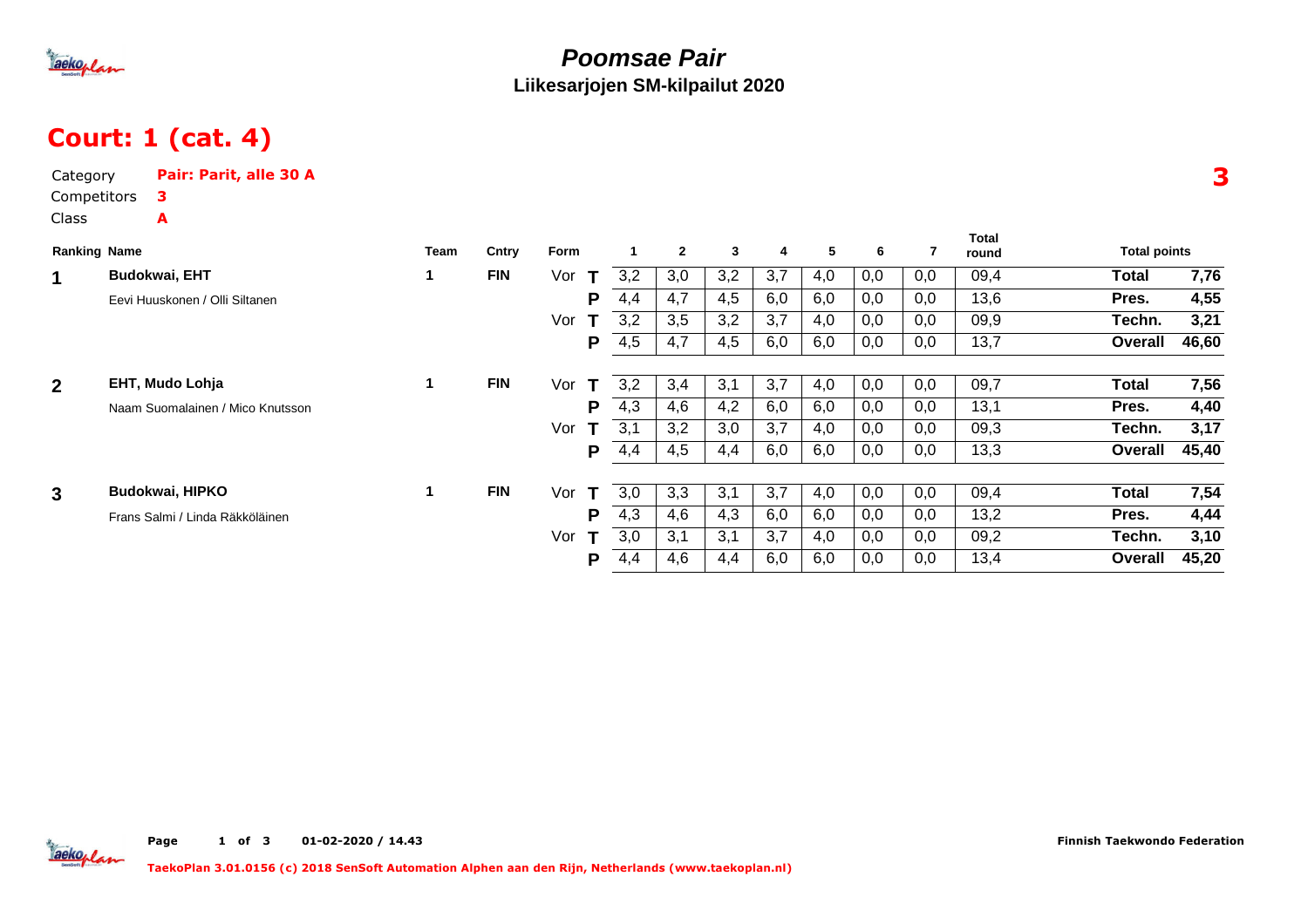# Poomsae Pair

**Liikesarjojen SM-kilpailut 2020**

## Court: 1 (cat. 4)

Category **Pair: Parit, alle 30 A**

Competitors **3**

Class **A**

**3**

| Ranking | Name | Team | Cntry | Form | | 1 | 2 | 3 | 4 | 5 | 6 | 7 | Total round | Total points | |
|---|---|---|---|---|---|---|---|---|---|---|---|---|---|---|---|
| 1 | **Budokwai, EHT** | 1 | FIN | Vor | T | 3,2 | 3,0 | 3,2 | 3,7 | 4,0 | 0,0 | 0,0 | 09,4 | **Total** | **7,76** |
| | Eevi Huuskonen / Olli Siltanen | | | | P | 4,4 | 4,7 | 4,5 | 6,0 | 6,0 | 0,0 | 0,0 | 13,6 | **Pres.** | **4,55** |
| | | | | Vor | T | 3,2 | 3,5 | 3,2 | 3,7 | 4,0 | 0,0 | 0,0 | 09,9 | **Techn.** | **3,21** |
| | | | | | P | 4,5 | 4,7 | 4,5 | 6,0 | 6,0 | 0,0 | 0,0 | 13,7 | **Overall** | **46,60** |
| 2 | **EHT, Mudo Lohja** | 1 | FIN | Vor | T | 3,2 | 3,4 | 3,1 | 3,7 | 4,0 | 0,0 | 0,0 | 09,7 | **Total** | **7,56** |
| | Naam Suomalainen / Mico Knutsson | | | | P | 4,3 | 4,6 | 4,2 | 6,0 | 6,0 | 0,0 | 0,0 | 13,1 | **Pres.** | **4,40** |
| | | | | Vor | T | 3,1 | 3,2 | 3,0 | 3,7 | 4,0 | 0,0 | 0,0 | 09,3 | **Techn.** | **3,17** |
| | | | | | P | 4,4 | 4,5 | 4,4 | 6,0 | 6,0 | 0,0 | 0,0 | 13,3 | **Overall** | **45,40** |
| 3 | **Budokwai, HIPKO** | 1 | FIN | Vor | T | 3,0 | 3,3 | 3,1 | 3,7 | 4,0 | 0,0 | 0,0 | 09,4 | **Total** | **7,54** |
| | Frans Salmi / Linda Räkköläinen | | | | P | 4,3 | 4,6 | 4,3 | 6,0 | 6,0 | 0,0 | 0,0 | 13,2 | **Pres.** | **4,44** |
| | | | | Vor | T | 3,0 | 3,1 | 3,1 | 3,7 | 4,0 | 0,0 | 0,0 | 09,2 | **Techn.** | **3,10** |
| | | | | | P | 4,4 | 4,6 | 4,4 | 6,0 | 6,0 | 0,0 | 0,0 | 13,4 | **Overall** | **45,20** |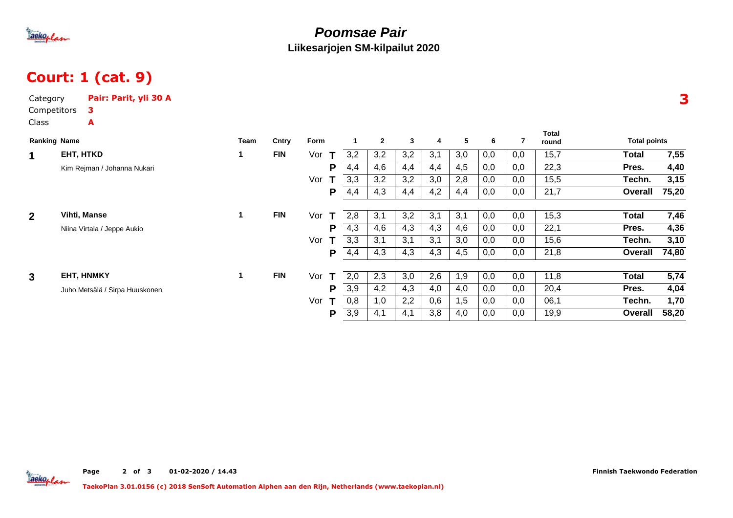# Poomsae Pair

**Liikesarjojen SM-kilpailut 2020**

## Court: 1 (cat. 9)

Category **Pair: Parit, yli 30 A**

Competitors **3**

Class **A**

**3**

| Ranking | Name | Team | Cntry | Form | | 1 | 2 | 3 | 4 | 5 | 6 | 7 | Total round | Total points | |
|---|---|---|---|---|---|---|---|---|---|---|---|---|---|---|---|
| **1** | **EHT, HTKD** | **1** | **FIN** | Vor | **T** | 3,2 | 3,2 | 3,2 | 3,1 | 3,0 | 0,0 | 0,0 | 15,7 | **Total** | **7,55** |
| | Kim Rejman / Johanna Nukari | | | | **P** | 4,4 | 4,6 | 4,4 | 4,4 | 4,5 | 0,0 | 0,0 | 22,3 | **Pres.** | **4,40** |
| | | | | Vor | **T** | 3,3 | 3,2 | 3,2 | 3,0 | 2,8 | 0,0 | 0,0 | 15,5 | **Techn.** | **3,15** |
| | | | | | **P** | 4,4 | 4,3 | 4,4 | 4,2 | 4,4 | 0,0 | 0,0 | 21,7 | **Overall** | **75,20** |
| **2** | **Vihti, Manse** | **1** | **FIN** | Vor | **T** | 2,8 | 3,1 | 3,2 | 3,1 | 3,1 | 0,0 | 0,0 | 15,3 | **Total** | **7,46** |
| | Niina Virtala / Jeppe Aukio | | | | **P** | 4,3 | 4,6 | 4,3 | 4,3 | 4,6 | 0,0 | 0,0 | 22,1 | **Pres.** | **4,36** |
| | | | | Vor | **T** | 3,3 | 3,1 | 3,1 | 3,1 | 3,0 | 0,0 | 0,0 | 15,6 | **Techn.** | **3,10** |
| | | | | | **P** | 4,4 | 4,3 | 4,3 | 4,3 | 4,5 | 0,0 | 0,0 | 21,8 | **Overall** | **74,80** |
| **3** | **EHT, HNMKY** | **1** | **FIN** | Vor | **T** | 2,0 | 2,3 | 3,0 | 2,6 | 1,9 | 0,0 | 0,0 | 11,8 | **Total** | **5,74** |
| | Juho Metsälä / Sirpa Huuskonen | | | | **P** | 3,9 | 4,2 | 4,3 | 4,0 | 4,0 | 0,0 | 0,0 | 20,4 | **Pres.** | **4,04** |
| | | | | Vor | **T** | 0,8 | 1,0 | 2,2 | 0,6 | 1,5 | 0,0 | 0,0 | 06,1 | **Techn.** | **1,70** |
| | | | | | **P** | 3,9 | 4,1 | 4,1 | 3,8 | 4,0 | 0,0 | 0,0 | 19,9 | **Overall** | **58,20** |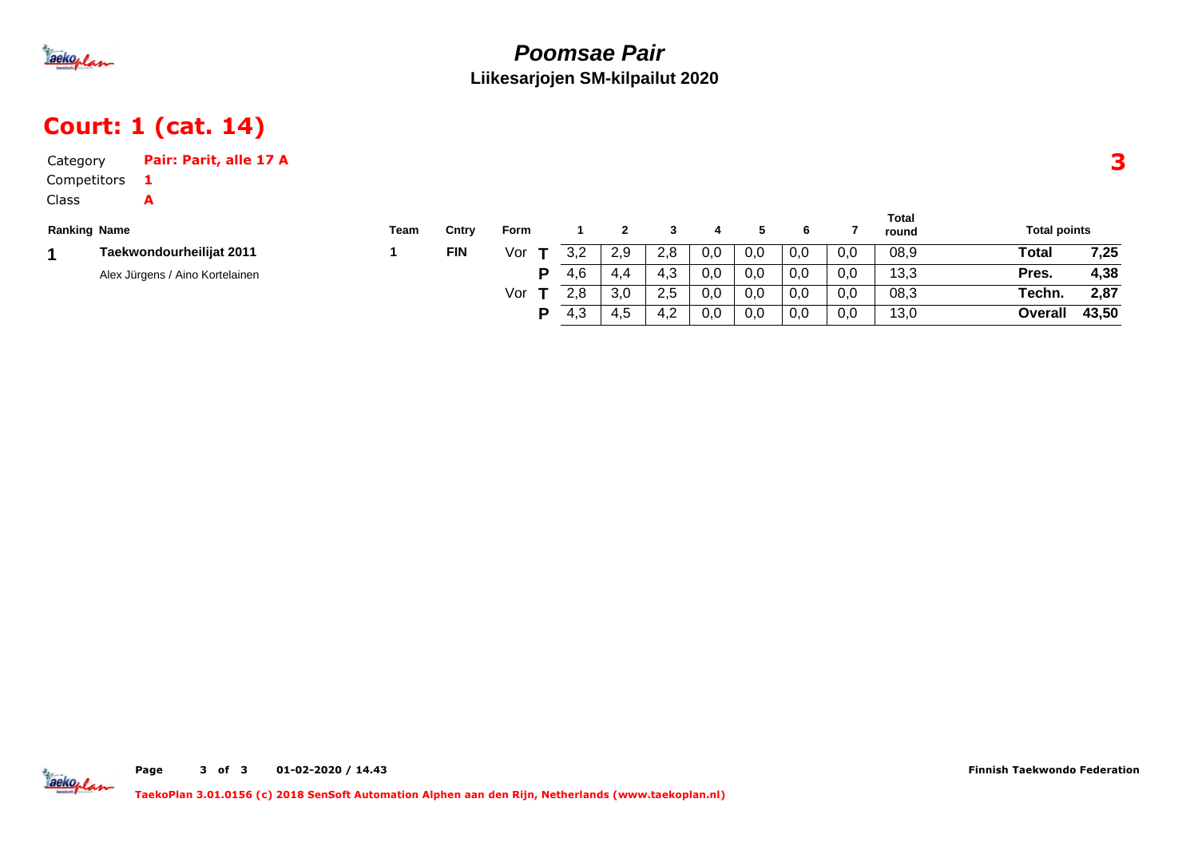# Poomsae Pair

**Liikesarjojen SM-kilpailut 2020**

## Court: 1 (cat. 14)

Category **Pair: Parit, alle 17 A**

Competitors **1**

Class **A**

| Ranking | Name | Team | Cntry | Form | | 1 | 2 | 3 | 4 | 5 | 6 | 7 | Total round | Total points | |
|---|---|---|---|---|---|---|---|---|---|---|---|---|---|---|---|
| 1 | **Taekwondourheilijat 2011** | 1 | FIN | Vor | T | 3,2 | 2,9 | 2,8 | 0,0 | 0,0 | 0,0 | 0,0 | 08,9 | **Total** | **7,25** |
| | Alex Jürgens / Aino Kortelainen | | | | P | 4,6 | 4,4 | 4,3 | 0,0 | 0,0 | 0,0 | 0,0 | 13,3 | **Pres.** | **4,38** |
| | | | | Vor | T | 2,8 | 3,0 | 2,5 | 0,0 | 0,0 | 0,0 | 0,0 | 08,3 | **Techn.** | **2,87** |
| | | | | | P | 4,3 | 4,5 | 4,2 | 0,0 | 0,0 | 0,0 | 0,0 | 13,0 | **Overall** | **43,50** |

Finnish Taekwondo Federation

TaekoPlan 3.01.0156 (c) 2018 SenSoft Automation Alphen aan den Rijn, Netherlands (www.taekoplan.nl)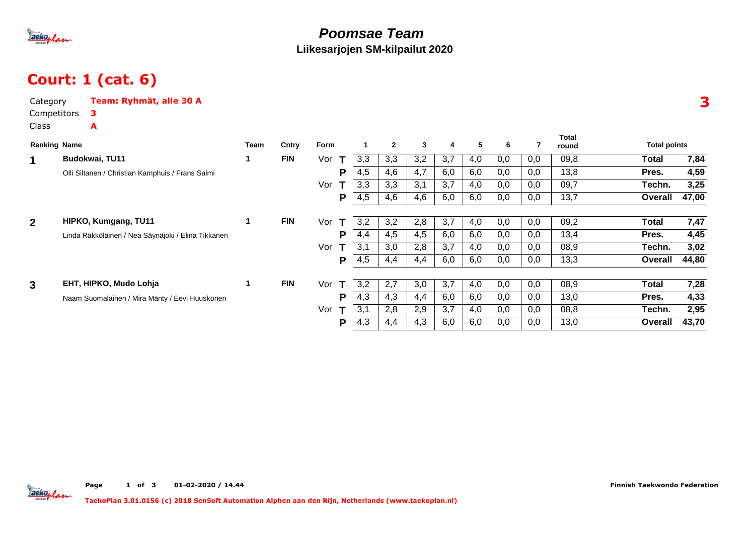# Poomsae Team

**Liikesarjojen SM-kilpailut 2020**

## Court: 1 (cat. 6)

Category **Team: Ryhmät, alle 30 A**

Competitors **3**

Class **A**

**3**

| Ranking | Name | Team | Cntry | Form | | 1 | 2 | 3 | 4 | 5 | 6 | 7 | Total round | Total points | |
|---|---|---|---|---|---|---|---|---|---|---|---|---|---|---|---|
| 1 | **Budokwai, TU11** | 1 | FIN | Vor | T | 3,3 | 3,3 | 3,2 | 3,7 | 4,0 | 0,0 | 0,0 | 09,8 | **Total** | **7,84** |
| | Olli Siltanen / Christian Kamphuis / Frans Salmi | | | | P | 4,5 | 4,6 | 4,7 | 6,0 | 6,0 | 0,0 | 0,0 | 13,8 | **Pres.** | **4,59** |
| | | | | Vor | T | 3,3 | 3,3 | 3,1 | 3,7 | 4,0 | 0,0 | 0,0 | 09,7 | **Techn.** | **3,25** |
| | | | | | P | 4,5 | 4,6 | 4,6 | 6,0 | 6,0 | 0,0 | 0,0 | 13,7 | **Overall** | **47,00** |
| 2 | **HIPKO, Kumgang, TU11** | 1 | FIN | Vor | T | 3,2 | 3,2 | 2,8 | 3,7 | 4,0 | 0,0 | 0,0 | 09,2 | **Total** | **7,47** |
| | Linda Räkköläinen / Nea Säynäjoki / Elina Tikkanen | | | | P | 4,4 | 4,5 | 4,5 | 6,0 | 6,0 | 0,0 | 0,0 | 13,4 | **Pres.** | **4,45** |
| | | | | Vor | T | 3,1 | 3,0 | 2,8 | 3,7 | 4,0 | 0,0 | 0,0 | 08,9 | **Techn.** | **3,02** |
| | | | | | P | 4,5 | 4,4 | 4,4 | 6,0 | 6,0 | 0,0 | 0,0 | 13,3 | **Overall** | **44,80** |
| 3 | **EHT, HIPKO, Mudo Lohja** | 1 | FIN | Vor | T | 3,2 | 2,7 | 3,0 | 3,7 | 4,0 | 0,0 | 0,0 | 08,9 | **Total** | **7,28** |
| | Naam Suomalainen / Mira Mänty / Eevi Huuskonen | | | | P | 4,3 | 4,3 | 4,4 | 6,0 | 6,0 | 0,0 | 0,0 | 13,0 | **Pres.** | **4,33** |
| | | | | Vor | T | 3,1 | 2,8 | 2,9 | 3,7 | 4,0 | 0,0 | 0,0 | 08,8 | **Techn.** | **2,95** |
| | | | | | P | 4,3 | 4,4 | 4,3 | 6,0 | 6,0 | 0,0 | 0,0 | 13,0 | **Overall** | **43,70** |

Page 1 of 3 01-02-2020 / 14.44

Finnish Taekwondo Federation

TaekoPlan 3.01.0156 (c) 2018 SenSoft Automation Alphen aan den Rijn, Netherlands (www.taekoplan.nl)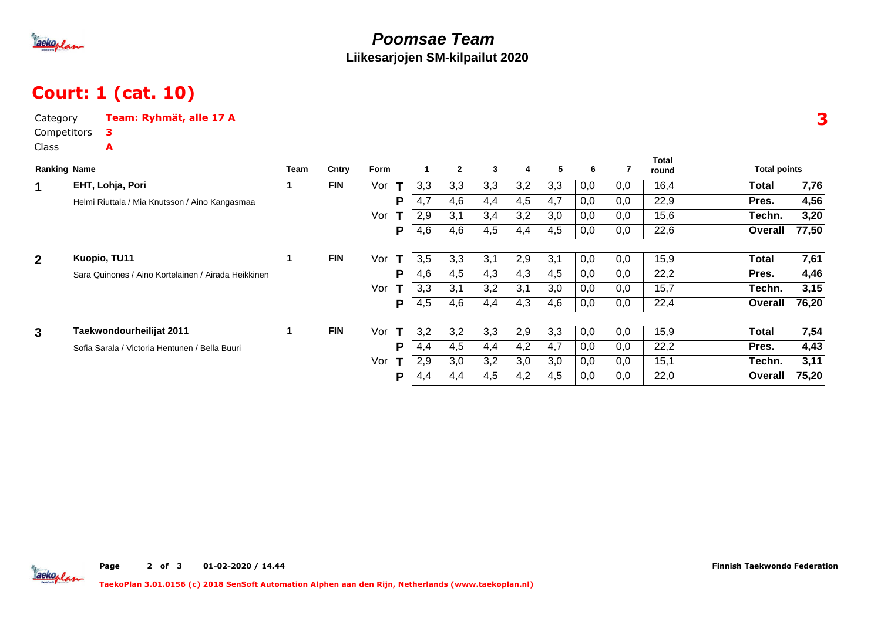# Poomsae Team

**Liikesarjojen SM-kilpailut 2020**

## Court: 1 (cat. 10)

Category **Team: Ryhmät, alle 17 A**

Competitors **3**

Class **A**

**3**

| Ranking | Name | Team | Cntry | Form | | 1 | 2 | 3 | 4 | 5 | 6 | 7 | Total round | Total points | |
|---|---|---|---|---|---|---|---|---|---|---|---|---|---|---|---|
| 1 | EHT, Lohja, Pori | 1 | FIN | Vor | T | 3,3 | 3,3 | 3,3 | 3,2 | 3,3 | 0,0 | 0,0 | 16,4 | Total | 7,76 |
| | Helmi Riuttala / Mia Knutsson / Aino Kangasmaa | | | | P | 4,7 | 4,6 | 4,4 | 4,5 | 4,7 | 0,0 | 0,0 | 22,9 | Pres. | 4,56 |
| | | | | Vor | T | 2,9 | 3,1 | 3,4 | 3,2 | 3,0 | 0,0 | 0,0 | 15,6 | Techn. | 3,20 |
| | | | | | P | 4,6 | 4,6 | 4,5 | 4,4 | 4,5 | 0,0 | 0,0 | 22,6 | Overall | 77,50 |
| 2 | Kuopio, TU11 | 1 | FIN | Vor | T | 3,5 | 3,3 | 3,1 | 2,9 | 3,1 | 0,0 | 0,0 | 15,9 | Total | 7,61 |
| | Sara Quinones / Aino Kortelainen / Airada Heikkinen | | | | P | 4,6 | 4,5 | 4,3 | 4,3 | 4,5 | 0,0 | 0,0 | 22,2 | Pres. | 4,46 |
| | | | | Vor | T | 3,3 | 3,1 | 3,2 | 3,1 | 3,0 | 0,0 | 0,0 | 15,7 | Techn. | 3,15 |
| | | | | | P | 4,5 | 4,6 | 4,4 | 4,3 | 4,6 | 0,0 | 0,0 | 22,4 | Overall | 76,20 |
| 3 | Taekwondourheilijat 2011 | 1 | FIN | Vor | T | 3,2 | 3,2 | 3,3 | 2,9 | 3,3 | 0,0 | 0,0 | 15,9 | Total | 7,54 |
| | Sofia Sarala / Victoria Hentunen / Bella Buuri | | | | P | 4,4 | 4,5 | 4,4 | 4,2 | 4,7 | 0,0 | 0,0 | 22,2 | Pres. | 4,43 |
| | | | | Vor | T | 2,9 | 3,0 | 3,2 | 3,0 | 3,0 | 0,0 | 0,0 | 15,1 | Techn. | 3,11 |
| | | | | | P | 4,4 | 4,4 | 4,5 | 4,2 | 4,5 | 0,0 | 0,0 | 22,0 | Overall | 75,20 |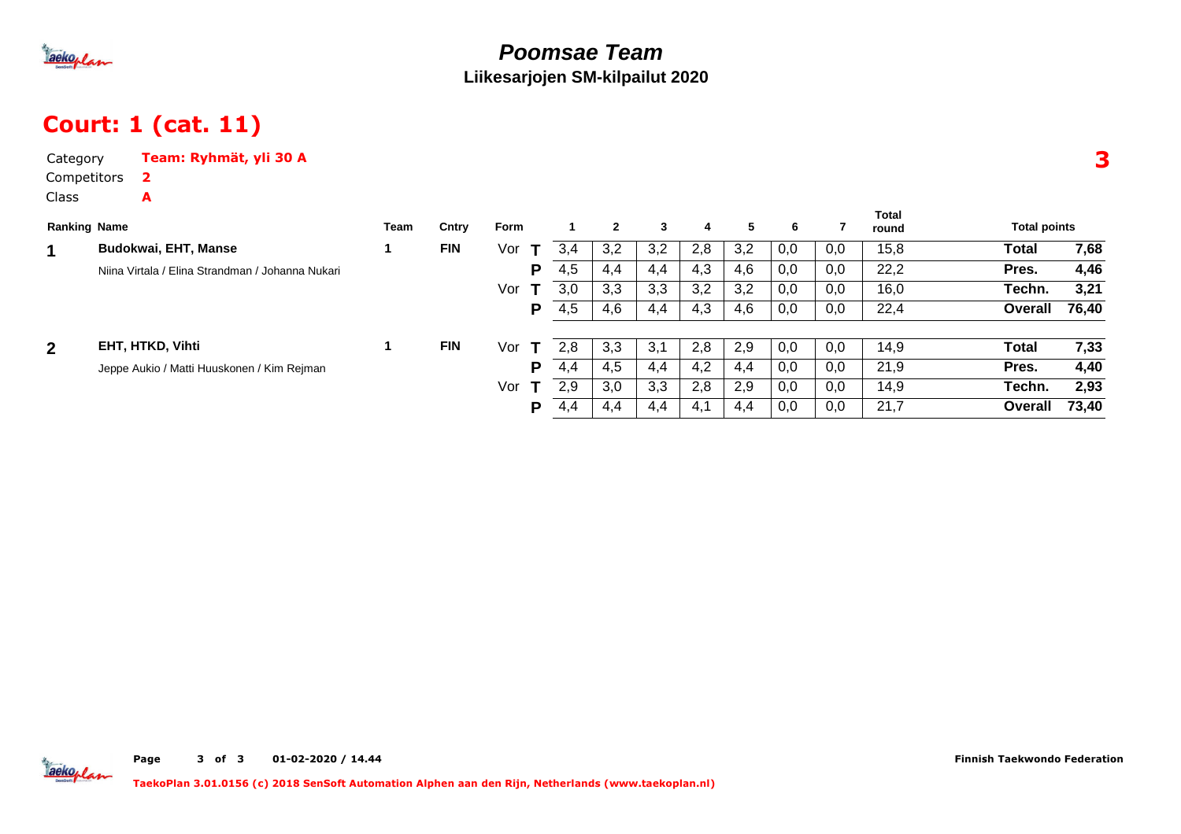# Poomsae Team

**Liikesarjojen SM-kilpailut 2020**

## Court: 1 (cat. 11)

Category **Team: Ryhmät, yli 30 A**

Competitors **2**

Class **A**

**3**

| Ranking | Name | Team | Cntry | Form | | 1 | 2 | 3 | 4 | 5 | 6 | 7 | Total round | Total points | |
|---|---|---|---|---|---|---|---|---|---|---|---|---|---|---|---|
| 1 | **Budokwai, EHT, Manse** | 1 | FIN | Vor | T | 3,4 | 3,2 | 3,2 | 2,8 | 3,2 | 0,0 | 0,0 | 15,8 | **Total** | **7,68** |
| | Niina Virtala / Elina Strandman / Johanna Nukari | | | | P | 4,5 | 4,4 | 4,4 | 4,3 | 4,6 | 0,0 | 0,0 | 22,2 | **Pres.** | **4,46** |
| | | | | Vor | T | 3,0 | 3,3 | 3,3 | 3,2 | 3,2 | 0,0 | 0,0 | 16,0 | **Techn.** | **3,21** |
| | | | | | P | 4,5 | 4,6 | 4,4 | 4,3 | 4,6 | 0,0 | 0,0 | 22,4 | **Overall** | **76,40** |
| 2 | **EHT, HTKD, Vihti** | 1 | FIN | Vor | T | 2,8 | 3,3 | 3,1 | 2,8 | 2,9 | 0,0 | 0,0 | 14,9 | **Total** | **7,33** |
| | Jeppe Aukio / Matti Huuskonen / Kim Rejman | | | | P | 4,4 | 4,5 | 4,4 | 4,2 | 4,4 | 0,0 | 0,0 | 21,9 | **Pres.** | **4,40** |
| | | | | Vor | T | 2,9 | 3,0 | 3,3 | 2,8 | 2,9 | 0,0 | 0,0 | 14,9 | **Techn.** | **2,93** |
| | | | | | P | 4,4 | 4,4 | 4,4 | 4,1 | 4,4 | 0,0 | 0,0 | 21,7 | **Overall** | **73,40** |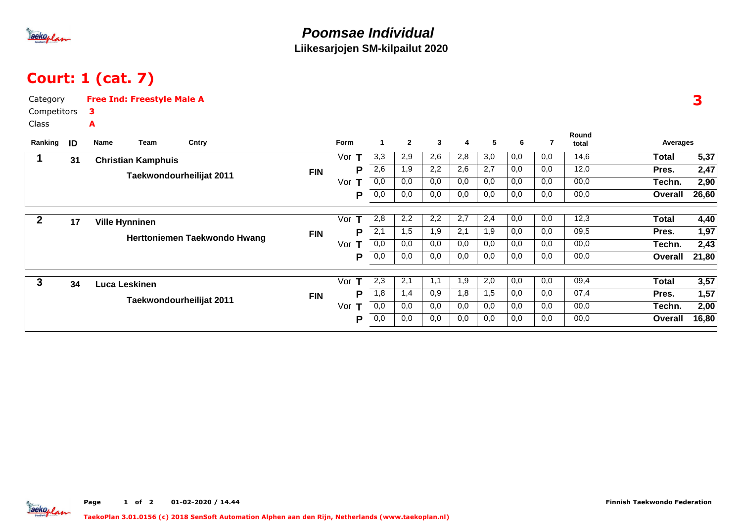# Poomsae Individual

**Liikesarjojen SM-kilpailut 2020**

## Court: 1 (cat. 7)

Category **Free Ind: Freestyle Male A**

Competitors **3**

Class **A**

**3**

| Ranking | ID | Name | Team | Cntry | Form | | 1 | 2 | 3 | 4 | 5 | 6 | 7 | Round total | Averages | |
|---|---|---|---|---|---|---|---|---|---|---|---|---|---|---|---|---|
| 1 | 31 | Christian Kamphuis | Taekwondourheilijat 2011 | FIN | Vor | T | 3,3 | 2,9 | 2,6 | 2,8 | 3,0 | 0,0 | 0,0 | 14,6 | Total | 5,37 |
| | | | | | | P | 2,6 | 1,9 | 2,2 | 2,6 | 2,7 | 0,0 | 0,0 | 12,0 | Pres. | 2,47 |
| | | | | | Vor | T | 0,0 | 0,0 | 0,0 | 0,0 | 0,0 | 0,0 | 0,0 | 00,0 | Techn. | 2,90 |
| | | | | | | P | 0,0 | 0,0 | 0,0 | 0,0 | 0,0 | 0,0 | 0,0 | 00,0 | Overall | 26,60 |
| 2 | 17 | Ville Hynninen | Herttoniemen Taekwondo Hwang | FIN | Vor | T | 2,8 | 2,2 | 2,2 | 2,7 | 2,4 | 0,0 | 0,0 | 12,3 | Total | 4,40 |
| | | | | | | P | 2,1 | 1,5 | 1,9 | 2,1 | 1,9 | 0,0 | 0,0 | 09,5 | Pres. | 1,97 |
| | | | | | Vor | T | 0,0 | 0,0 | 0,0 | 0,0 | 0,0 | 0,0 | 0,0 | 00,0 | Techn. | 2,43 |
| | | | | | | P | 0,0 | 0,0 | 0,0 | 0,0 | 0,0 | 0,0 | 0,0 | 00,0 | Overall | 21,80 |
| 3 | 34 | Luca Leskinen | Taekwondourheilijat 2011 | FIN | Vor | T | 2,3 | 2,1 | 1,1 | 1,9 | 2,0 | 0,0 | 0,0 | 09,4 | Total | 3,57 |
| | | | | | | P | 1,8 | 1,4 | 0,9 | 1,8 | 1,5 | 0,0 | 0,0 | 07,4 | Pres. | 1,57 |
| | | | | | Vor | T | 0,0 | 0,0 | 0,0 | 0,0 | 0,0 | 0,0 | 0,0 | 00,0 | Techn. | 2,00 |
| | | | | | | P | 0,0 | 0,0 | 0,0 | 0,0 | 0,0 | 0,0 | 0,0 | 00,0 | Overall | 16,80 |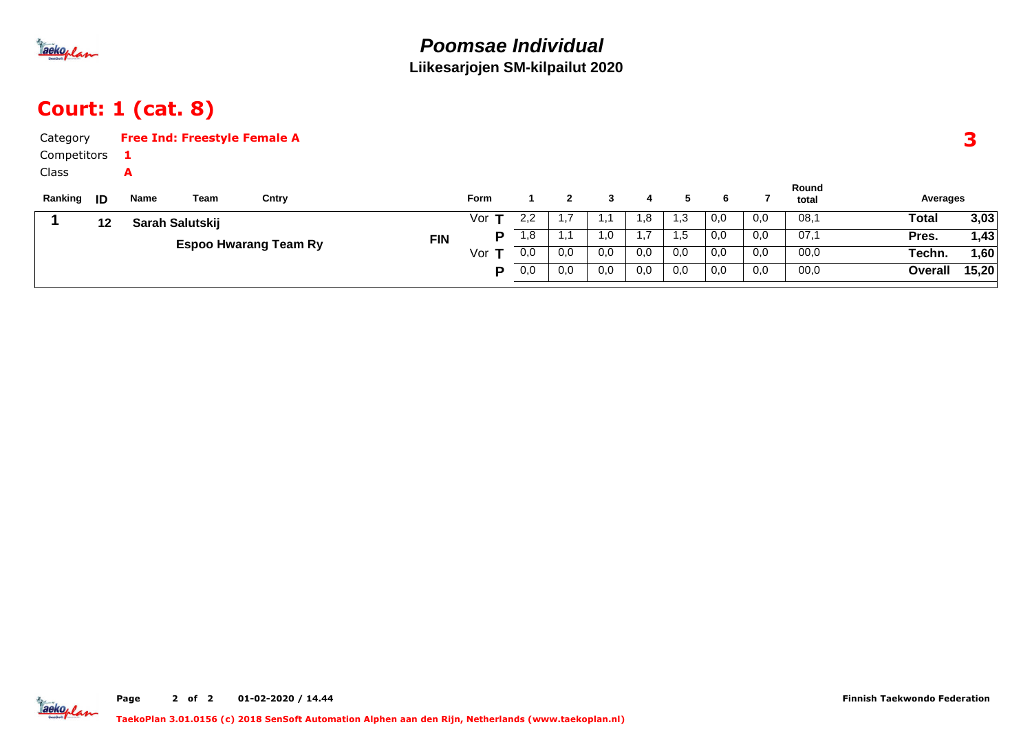# Poomsae Individual

**Liikesarjojen SM-kilpailut 2020**

## Court: 1 (cat. 8)

Category **Free Ind: Freestyle Female A**

Competitors **1**

Class **A**

**3**

| Ranking | ID | Name | Team | Cntry | Form | | 1 | 2 | 3 | 4 | 5 | 6 | 7 | Round total | Averages | |
|---|---|---|---|---|---|---|---|---|---|---|---|---|---|---|---|---|
| 1 | 12 | Sarah Salutskij | Espoo Hwarang Team Ry | FIN | Vor | T | 2,2 | 1,7 | 1,1 | 1,8 | 1,3 | 0,0 | 0,0 | 08,1 | Total | 3,03 |
| | | | | | | P | 1,8 | 1,1 | 1,0 | 1,7 | 1,5 | 0,0 | 0,0 | 07,1 | Pres. | 1,43 |
| | | | | | Vor | T | 0,0 | 0,0 | 0,0 | 0,0 | 0,0 | 0,0 | 0,0 | 00,0 | Techn. | 1,60 |
| | | | | | | P | 0,0 | 0,0 | 0,0 | 0,0 | 0,0 | 0,0 | 0,0 | 00,0 | Overall | 15,20 |

01-02-2020 / 14.44

Finnish Taekwondo Federation

TaekoPlan 3.01.0156 (c) 2018 SenSoft Automation Alphen aan den Rijn, Netherlands (www.taekoplan.nl)